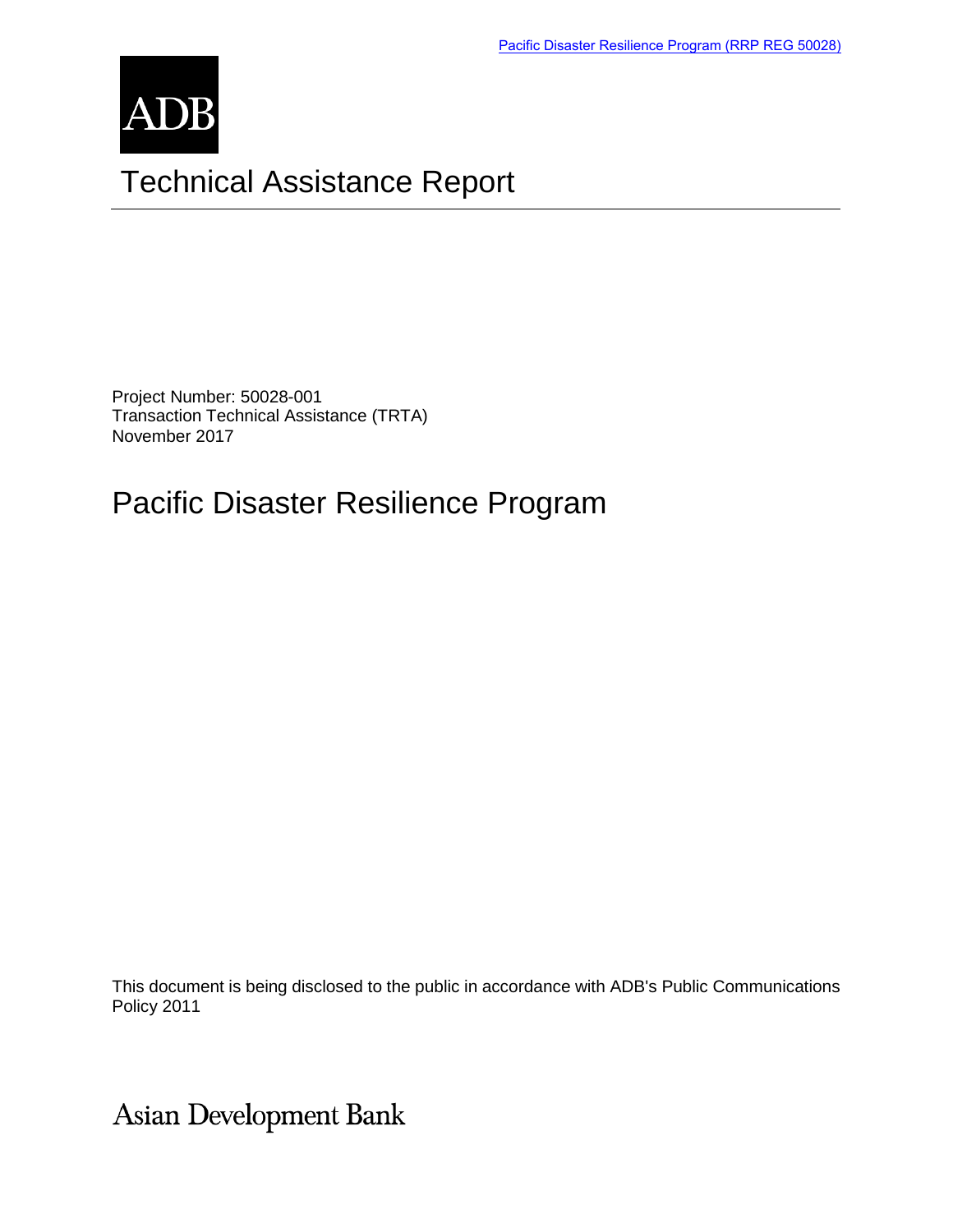Pacific Disaster Resilience Program (RRP REG 50028)

ADB

# Technical Assistance Report

Project Number: 50028-001
Transaction Technical Assistance (TRTA)
November 2017

## Pacific Disaster Resilience Program

This document is being disclosed to the public in accordance with ADB's Public Communications Policy 2011

Asian Development Bank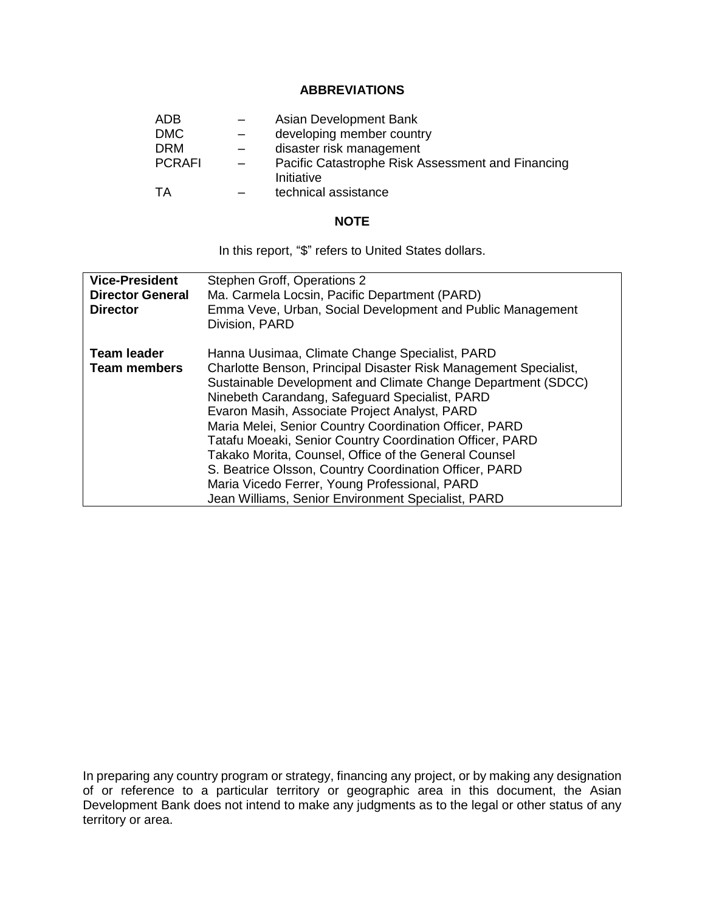## ABBREVIATIONS

| | | |
|---|---|---|
| ADB | – | Asian Development Bank |
| DMC | – | developing member country |
| DRM | – | disaster risk management |
| PCRAFI | – | Pacific Catastrophe Risk Assessment and Financing Initiative |
| TA | – | technical assistance |

## NOTE

In this report, "$" refers to United States dollars.

| | |
|---|---|
| **Vice-President** | Stephen Groff, Operations 2 |
| **Director General** | Ma. Carmela Locsin, Pacific Department (PARD) |
| **Director** | Emma Veve, Urban, Social Development and Public Management Division, PARD |
| | |
| **Team leader** | Hanna Uusimaa, Climate Change Specialist, PARD |
| **Team members** | Charlotte Benson, Principal Disaster Risk Management Specialist, Sustainable Development and Climate Change Department (SDCC) |
| | Ninebeth Carandang, Safeguard Specialist, PARD |
| | Evaron Masih, Associate Project Analyst, PARD |
| | Maria Melei, Senior Country Coordination Officer, PARD |
| | Tatafu Moeaki, Senior Country Coordination Officer, PARD |
| | Takako Morita, Counsel, Office of the General Counsel |
| | S. Beatrice Olsson, Country Coordination Officer, PARD |
| | Maria Vicedo Ferrer, Young Professional, PARD |
| | Jean Williams, Senior Environment Specialist, PARD |

In preparing any country program or strategy, financing any project, or by making any designation of or reference to a particular territory or geographic area in this document, the Asian Development Bank does not intend to make any judgments as to the legal or other status of any territory or area.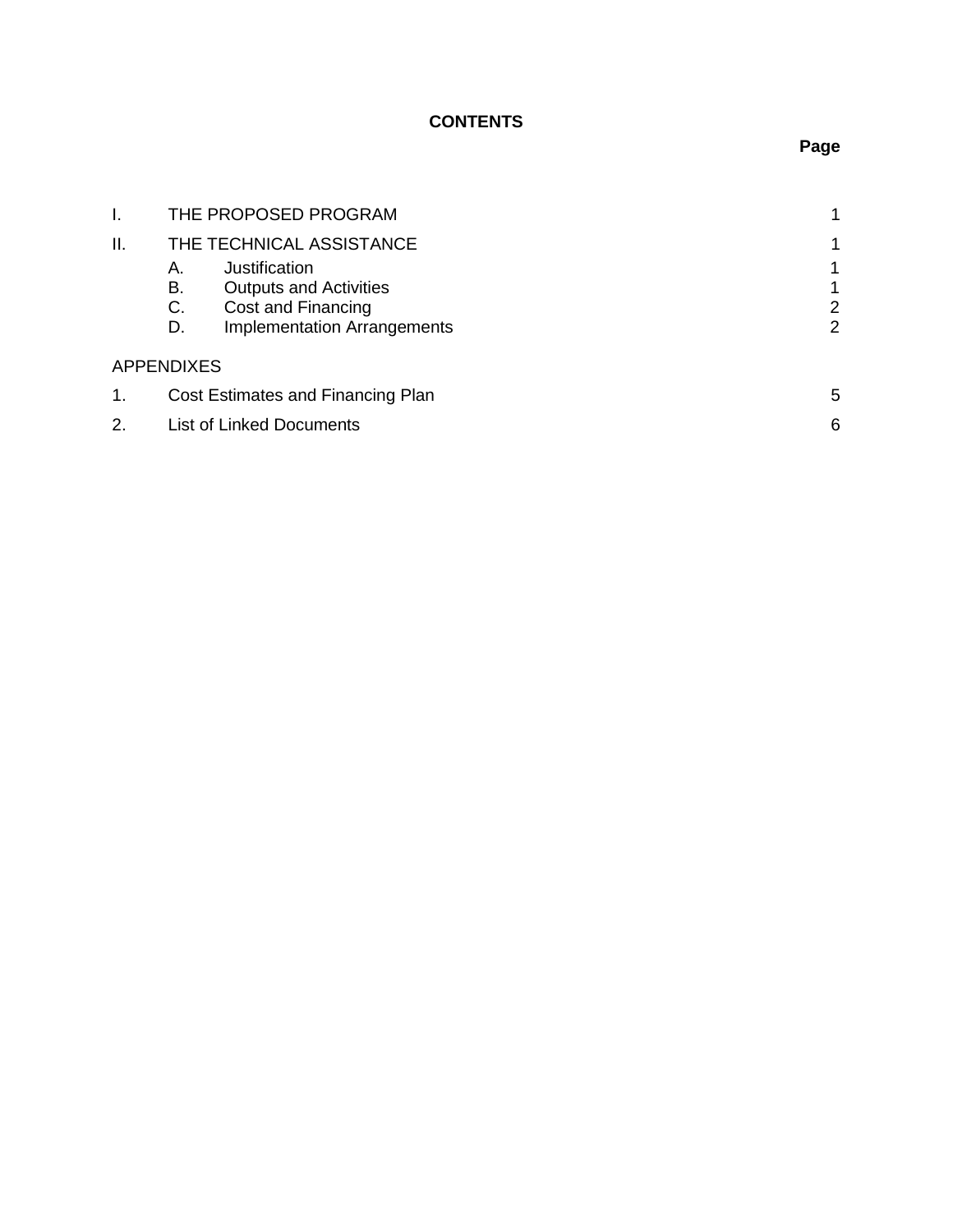**CONTENTS**

| | | Page |
|---|---|---|
| I. | THE PROPOSED PROGRAM | 1 |
| II. | THE TECHNICAL ASSISTANCE | 1 |
| | A. Justification | 1 |
| | B. Outputs and Activities | 1 |
| | C. Cost and Financing | 2 |
| | D. Implementation Arrangements | 2 |

APPENDIXES

| | | |
|---|---|---|
| 1. | Cost Estimates and Financing Plan | 5 |
| 2. | List of Linked Documents | 6 |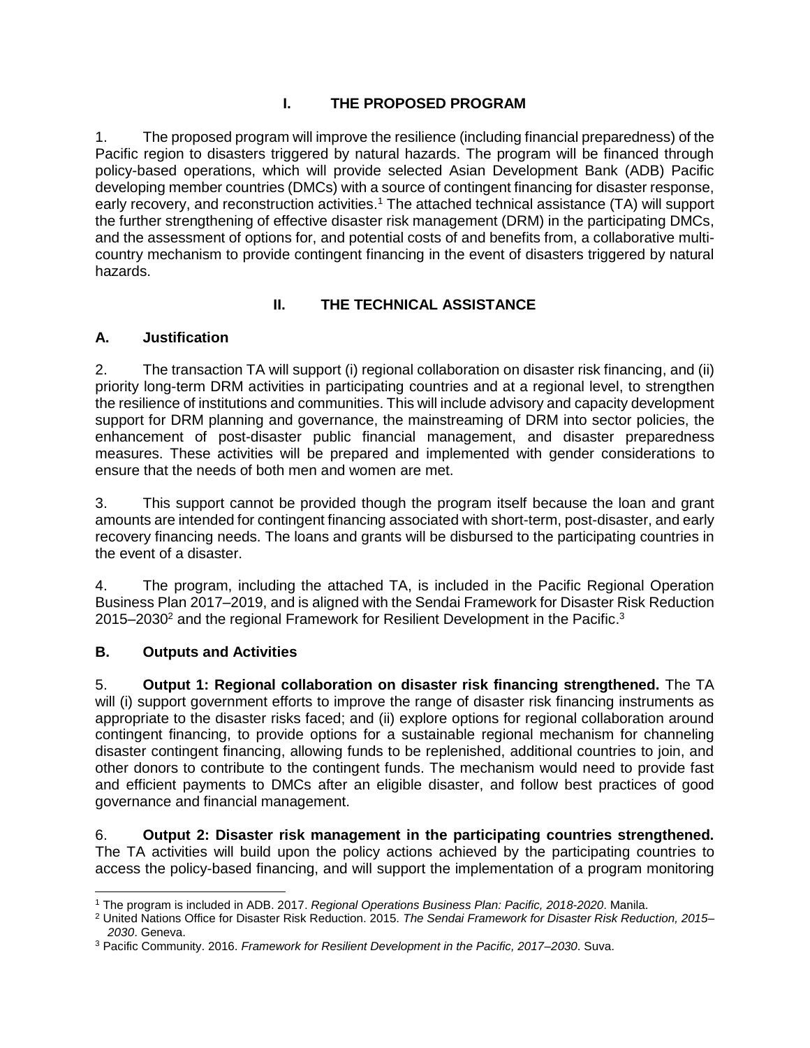# I. THE PROPOSED PROGRAM

1. The proposed program will improve the resilience (including financial preparedness) of the Pacific region to disasters triggered by natural hazards. The program will be financed through policy-based operations, which will provide selected Asian Development Bank (ADB) Pacific developing member countries (DMCs) with a source of contingent financing for disaster response, early recovery, and reconstruction activities.[1] The attached technical assistance (TA) will support the further strengthening of effective disaster risk management (DRM) in the participating DMCs, and the assessment of options for, and potential costs of and benefits from, a collaborative multi-country mechanism to provide contingent financing in the event of disasters triggered by natural hazards.

# II. THE TECHNICAL ASSISTANCE

## A. Justification

2. The transaction TA will support (i) regional collaboration on disaster risk financing, and (ii) priority long-term DRM activities in participating countries and at a regional level, to strengthen the resilience of institutions and communities. This will include advisory and capacity development support for DRM planning and governance, the mainstreaming of DRM into sector policies, the enhancement of post-disaster public financial management, and disaster preparedness measures. These activities will be prepared and implemented with gender considerations to ensure that the needs of both men and women are met.

3. This support cannot be provided though the program itself because the loan and grant amounts are intended for contingent financing associated with short-term, post-disaster, and early recovery financing needs. The loans and grants will be disbursed to the participating countries in the event of a disaster.

4. The program, including the attached TA, is included in the Pacific Regional Operation Business Plan 2017–2019, and is aligned with the Sendai Framework for Disaster Risk Reduction 2015–2030[2] and the regional Framework for Resilient Development in the Pacific.[3]

## B. Outputs and Activities

5. **Output 1: Regional collaboration on disaster risk financing strengthened.** The TA will (i) support government efforts to improve the range of disaster risk financing instruments as appropriate to the disaster risks faced; and (ii) explore options for regional collaboration around contingent financing, to provide options for a sustainable regional mechanism for channeling disaster contingent financing, allowing funds to be replenished, additional countries to join, and other donors to contribute to the contingent funds. The mechanism would need to provide fast and efficient payments to DMCs after an eligible disaster, and follow best practices of good governance and financial management.

6. **Output 2: Disaster risk management in the participating countries strengthened.** The TA activities will build upon the policy actions achieved by the participating countries to access the policy-based financing, and will support the implementation of a program monitoring

---

[1] The program is included in ADB. 2017. *Regional Operations Business Plan: Pacific, 2018-2020*. Manila.

[2] United Nations Office for Disaster Risk Reduction. 2015. *The Sendai Framework for Disaster Risk Reduction, 2015–2030*. Geneva.

[3] Pacific Community. 2016. *Framework for Resilient Development in the Pacific, 2017–2030*. Suva.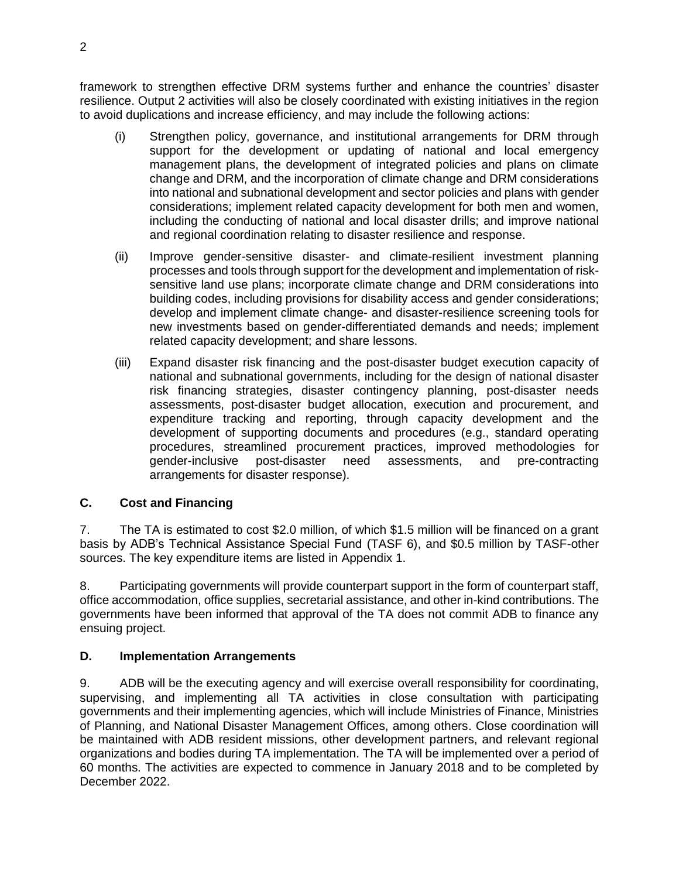framework to strengthen effective DRM systems further and enhance the countries' disaster resilience. Output 2 activities will also be closely coordinated with existing initiatives in the region to avoid duplications and increase efficiency, and may include the following actions:

(i) Strengthen policy, governance, and institutional arrangements for DRM through support for the development or updating of national and local emergency management plans, the development of integrated policies and plans on climate change and DRM, and the incorporation of climate change and DRM considerations into national and subnational development and sector policies and plans with gender considerations; implement related capacity development for both men and women, including the conducting of national and local disaster drills; and improve national and regional coordination relating to disaster resilience and response.

(ii) Improve gender-sensitive disaster- and climate-resilient investment planning processes and tools through support for the development and implementation of risk-sensitive land use plans; incorporate climate change and DRM considerations into building codes, including provisions for disability access and gender considerations; develop and implement climate change- and disaster-resilience screening tools for new investments based on gender-differentiated demands and needs; implement related capacity development; and share lessons.

(iii) Expand disaster risk financing and the post-disaster budget execution capacity of national and subnational governments, including for the design of national disaster risk financing strategies, disaster contingency planning, post-disaster needs assessments, post-disaster budget allocation, execution and procurement, and expenditure tracking and reporting, through capacity development and the development of supporting documents and procedures (e.g., standard operating procedures, streamlined procurement practices, improved methodologies for gender-inclusive post-disaster need assessments, and pre-contracting arrangements for disaster response).

## C. Cost and Financing

7. The TA is estimated to cost $2.0 million, of which $1.5 million will be financed on a grant basis by ADB's Technical Assistance Special Fund (TASF 6), and $0.5 million by TASF-other sources. The key expenditure items are listed in Appendix 1.

8. Participating governments will provide counterpart support in the form of counterpart staff, office accommodation, office supplies, secretarial assistance, and other in-kind contributions. The governments have been informed that approval of the TA does not commit ADB to finance any ensuing project.

## D. Implementation Arrangements

9. ADB will be the executing agency and will exercise overall responsibility for coordinating, supervising, and implementing all TA activities in close consultation with participating governments and their implementing agencies, which will include Ministries of Finance, Ministries of Planning, and National Disaster Management Offices, among others. Close coordination will be maintained with ADB resident missions, other development partners, and relevant regional organizations and bodies during TA implementation. The TA will be implemented over a period of 60 months. The activities are expected to commence in January 2018 and to be completed by December 2022.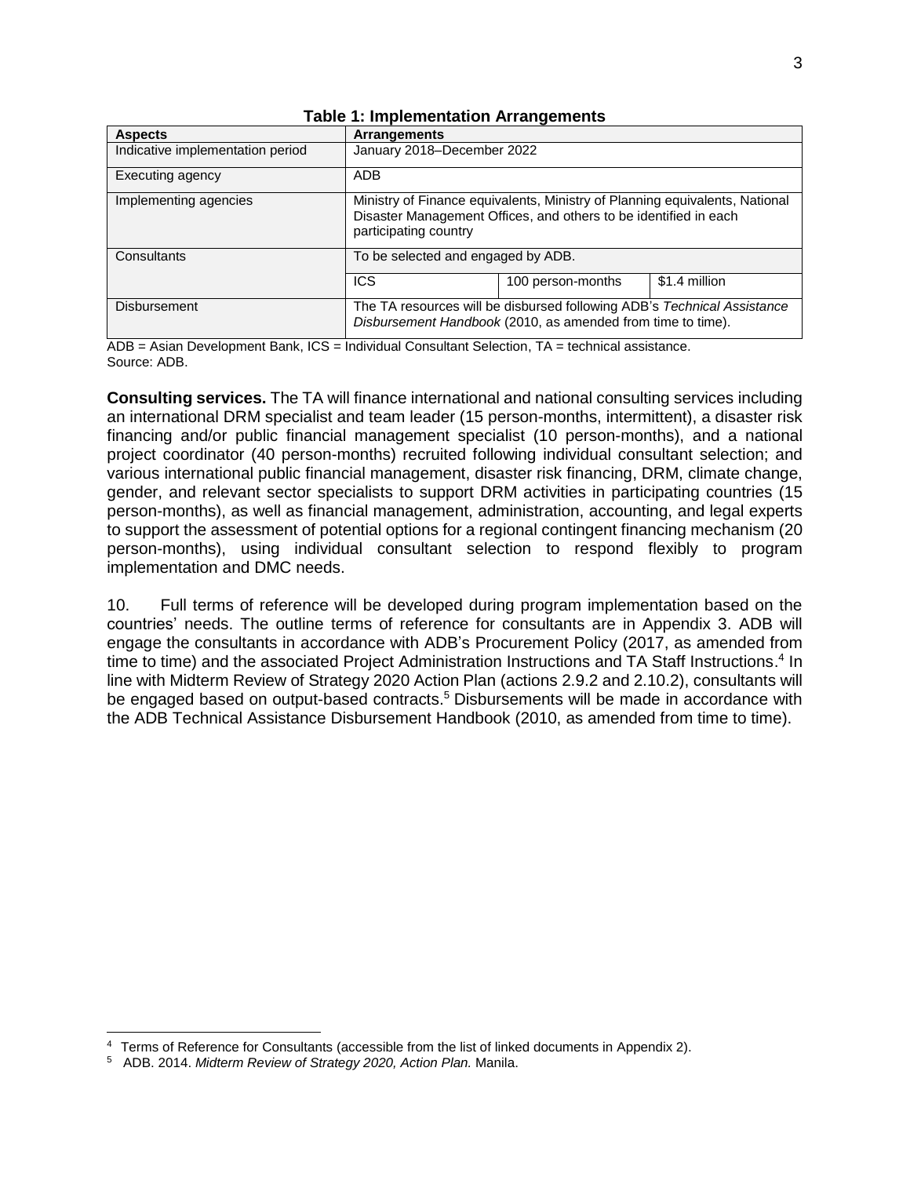**Table 1: Implementation Arrangements**

| Aspects | Arrangements | | |
|---|---|---|---|
| Indicative implementation period | January 2018–December 2022 | | |
| Executing agency | ADB | | |
| Implementing agencies | Ministry of Finance equivalents, Ministry of Planning equivalents, National Disaster Management Offices, and others to be identified in each participating country | | |
| Consultants | To be selected and engaged by ADB. | | |
| | ICS | 100 person-months | $1.4 million |
| Disbursement | The TA resources will be disbursed following ADB's *Technical Assistance Disbursement Handbook* (2010, as amended from time to time). | | |

ADB = Asian Development Bank, ICS = Individual Consultant Selection, TA = technical assistance.
Source: ADB.

**Consulting services.** The TA will finance international and national consulting services including an international DRM specialist and team leader (15 person-months, intermittent), a disaster risk financing and/or public financial management specialist (10 person-months), and a national project coordinator (40 person-months) recruited following individual consultant selection; and various international public financial management, disaster risk financing, DRM, climate change, gender, and relevant sector specialists to support DRM activities in participating countries (15 person-months), as well as financial management, administration, accounting, and legal experts to support the assessment of potential options for a regional contingent financing mechanism (20 person-months), using individual consultant selection to respond flexibly to program implementation and DMC needs.

10. Full terms of reference will be developed during program implementation based on the countries' needs. The outline terms of reference for consultants are in Appendix 3. ADB will engage the consultants in accordance with ADB's Procurement Policy (2017, as amended from time to time) and the associated Project Administration Instructions and TA Staff Instructions.[4] In line with Midterm Review of Strategy 2020 Action Plan (actions 2.9.2 and 2.10.2), consultants will be engaged based on output-based contracts.[5] Disbursements will be made in accordance with the ADB Technical Assistance Disbursement Handbook (2010, as amended from time to time).

[4] Terms of Reference for Consultants (accessible from the list of linked documents in Appendix 2).

[5] ADB. 2014. *Midterm Review of Strategy 2020, Action Plan.* Manila.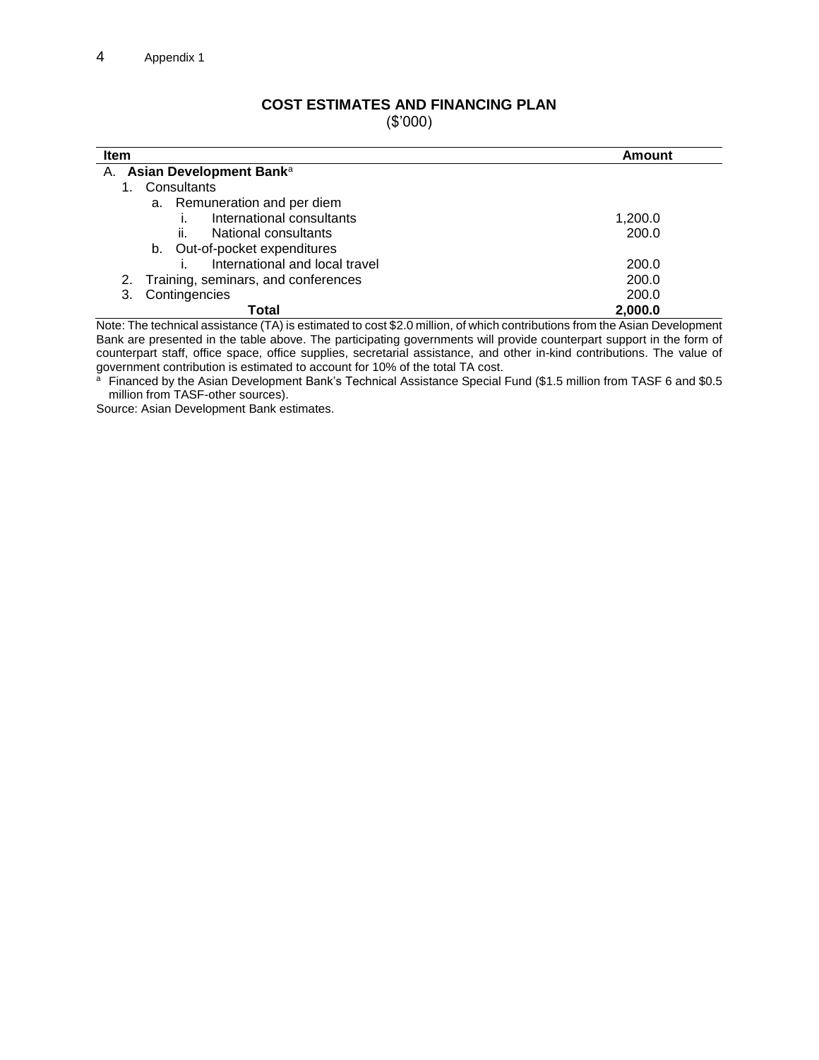## COST ESTIMATES AND FINANCING PLAN

($'000)

| Item | Amount |
|---|---|
| A. **Asian Development Bank**[a] | |
| 1. Consultants | |
| a. Remuneration and per diem | |
| i. International consultants | 1,200.0 |
| ii. National consultants | 200.0 |
| b. Out-of-pocket expenditures | |
| i. International and local travel | 200.0 |
| 2. Training, seminars, and conferences | 200.0 |
| 3. Contingencies | 200.0 |
| **Total** | **2,000.0** |

Note: The technical assistance (TA) is estimated to cost $2.0 million, of which contributions from the Asian Development Bank are presented in the table above. The participating governments will provide counterpart support in the form of counterpart staff, office space, office supplies, secretarial assistance, and other in-kind contributions. The value of government contribution is estimated to account for 10% of the total TA cost.

[a] Financed by the Asian Development Bank's Technical Assistance Special Fund ($1.5 million from TASF 6 and $0.5 million from TASF-other sources).

Source: Asian Development Bank estimates.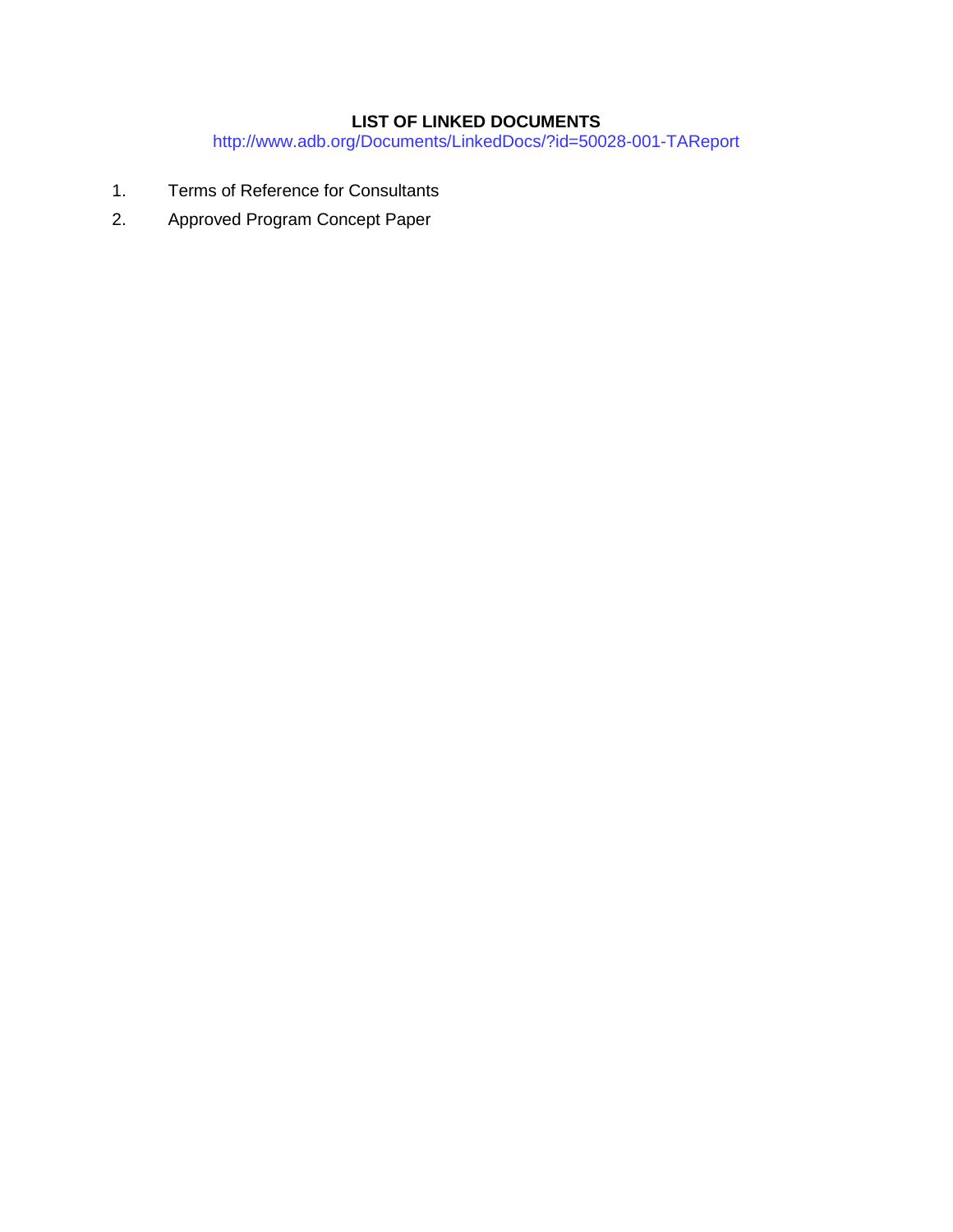**LIST OF LINKED DOCUMENTS**

http://www.adb.org/Documents/LinkedDocs/?id=50028-001-TAReport

1. Terms of Reference for Consultants
2. Approved Program Concept Paper